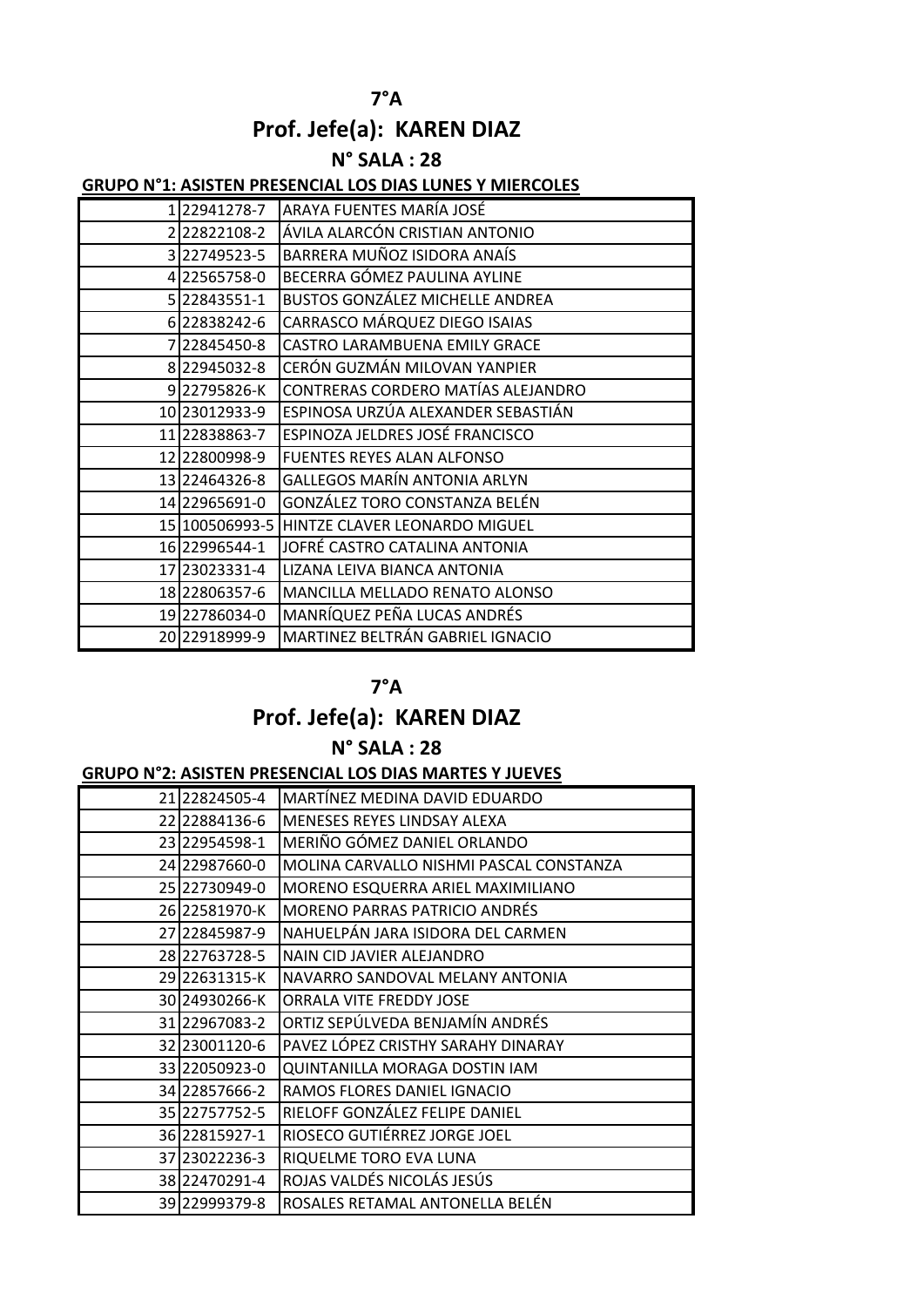# 7°A

## Prof. Jefe(a): KAREN DIAZ

### N° SALA : 28

**GRUPO N°1: ASISTEN PRESENCIAL LOS DIAS LUNES Y MIERCOLES**

| | | |
|---|---|---|
| 1 | 22941278-7 | ARAYA FUENTES MARÍA JOSÉ |
| 2 | 22822108-2 | ÁVILA ALARCÓN CRISTIAN ANTONIO |
| 3 | 22749523-5 | BARRERA MUÑOZ ISIDORA ANAÍS |
| 4 | 22565758-0 | BECERRA GÓMEZ PAULINA AYLINE |
| 5 | 22843551-1 | BUSTOS GONZÁLEZ MICHELLE ANDREA |
| 6 | 22838242-6 | CARRASCO MÁRQUEZ DIEGO ISAIAS |
| 7 | 22845450-8 | CASTRO LARAMBUENA EMILY GRACE |
| 8 | 22945032-8 | CERÓN GUZMÁN MILOVAN YANPIER |
| 9 | 22795826-K | CONTRERAS CORDERO MATÍAS ALEJANDRO |
| 10 | 23012933-9 | ESPINOSA URZÚA ALEXANDER SEBASTIÁN |
| 11 | 22838863-7 | ESPINOZA JELDRES JOSÉ FRANCISCO |
| 12 | 22800998-9 | FUENTES REYES ALAN ALFONSO |
| 13 | 22464326-8 | GALLEGOS MARÍN ANTONIA ARLYN |
| 14 | 22965691-0 | GONZÁLEZ TORO CONSTANZA BELÉN |
| 15 | 100506993-5 | HINTZE CLAVER LEONARDO MIGUEL |
| 16 | 22996544-1 | JOFRÉ CASTRO CATALINA ANTONIA |
| 17 | 23023331-4 | LIZANA LEIVA BIANCA ANTONIA |
| 18 | 22806357-6 | MANCILLA MELLADO RENATO ALONSO |
| 19 | 22786034-0 | MANRÍQUEZ PEÑA LUCAS ANDRÉS |
| 20 | 22918999-9 | MARTINEZ BELTRÁN GABRIEL IGNACIO |

# 7°A

## Prof. Jefe(a): KAREN DIAZ

### N° SALA : 28

**GRUPO N°2: ASISTEN PRESENCIAL LOS DIAS MARTES Y JUEVES**

| | | |
|---|---|---|
| 21 | 22824505-4 | MARTÍNEZ MEDINA DAVID EDUARDO |
| 22 | 22884136-6 | MENESES REYES LINDSAY ALEXA |
| 23 | 22954598-1 | MERIÑO GÓMEZ DANIEL ORLANDO |
| 24 | 22987660-0 | MOLINA CARVALLO NISHMI PASCAL CONSTANZA |
| 25 | 22730949-0 | MORENO ESQUERRA ARIEL MAXIMILIANO |
| 26 | 22581970-K | MORENO PARRAS PATRICIO ANDRÉS |
| 27 | 22845987-9 | NAHUELPÁN JARA ISIDORA DEL CARMEN |
| 28 | 22763728-5 | NAIN CID JAVIER ALEJANDRO |
| 29 | 22631315-K | NAVARRO SANDOVAL MELANY ANTONIA |
| 30 | 24930266-K | ORRALA VITE FREDDY JOSE |
| 31 | 22967083-2 | ORTIZ SEPÚLVEDA BENJAMÍN ANDRÉS |
| 32 | 23001120-6 | PAVEZ LÓPEZ CRISTHY SARAHY DINARAY |
| 33 | 22050923-0 | QUINTANILLA MORAGA DOSTIN IAM |
| 34 | 22857666-2 | RAMOS FLORES DANIEL IGNACIO |
| 35 | 22757752-5 | RIELOFF GONZÁLEZ FELIPE DANIEL |
| 36 | 22815927-1 | RIOSECO GUTIÉRREZ JORGE JOEL |
| 37 | 23022236-3 | RIQUELME TORO EVA LUNA |
| 38 | 22470291-4 | ROJAS VALDÉS NICOLÁS JESÚS |
| 39 | 22999379-8 | ROSALES RETAMAL ANTONELLA BELÉN |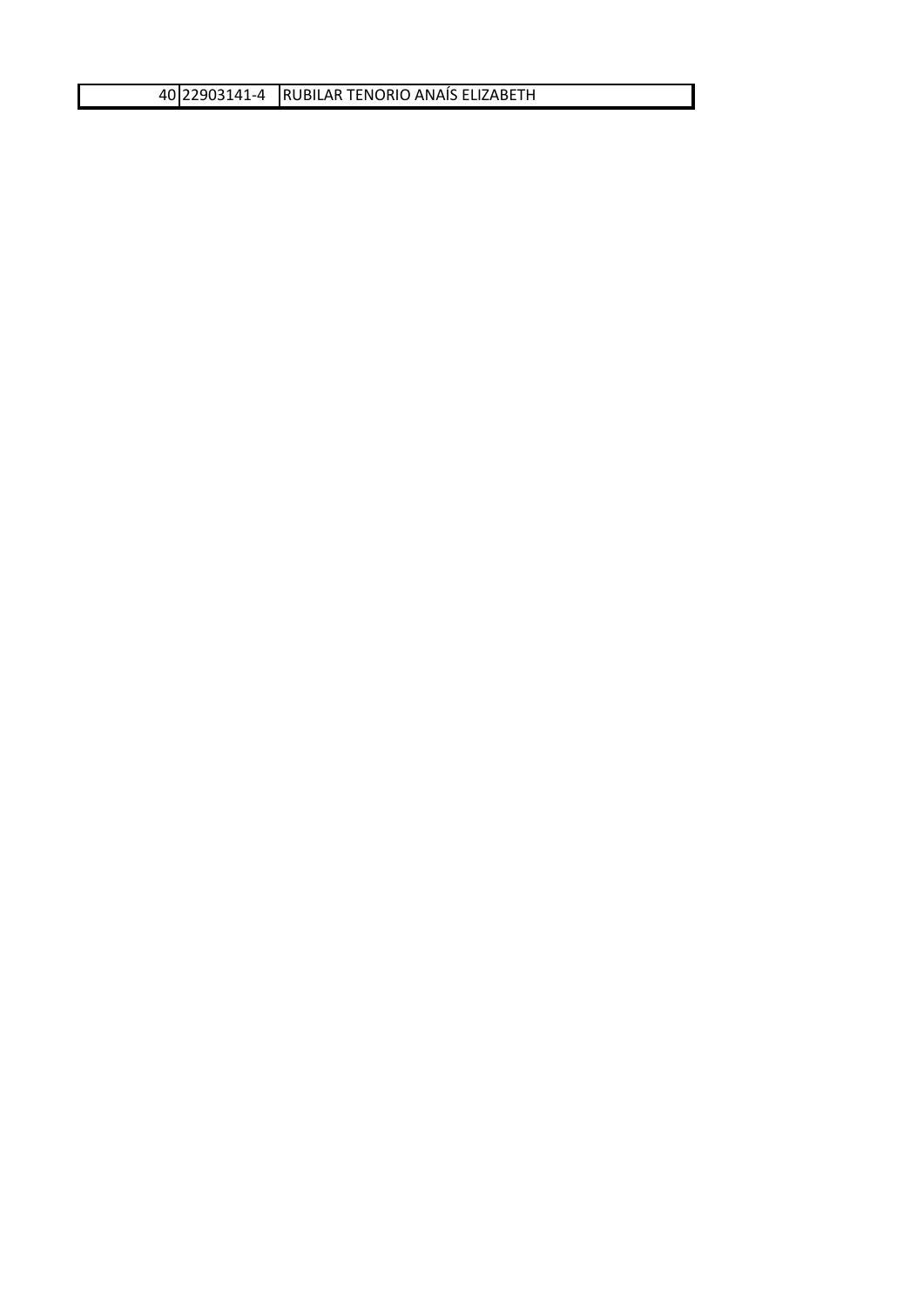| | | |
|---|---|---|
| 40 | 22903141-4 | RUBILAR TENORIO ANAÍS ELIZABETH |